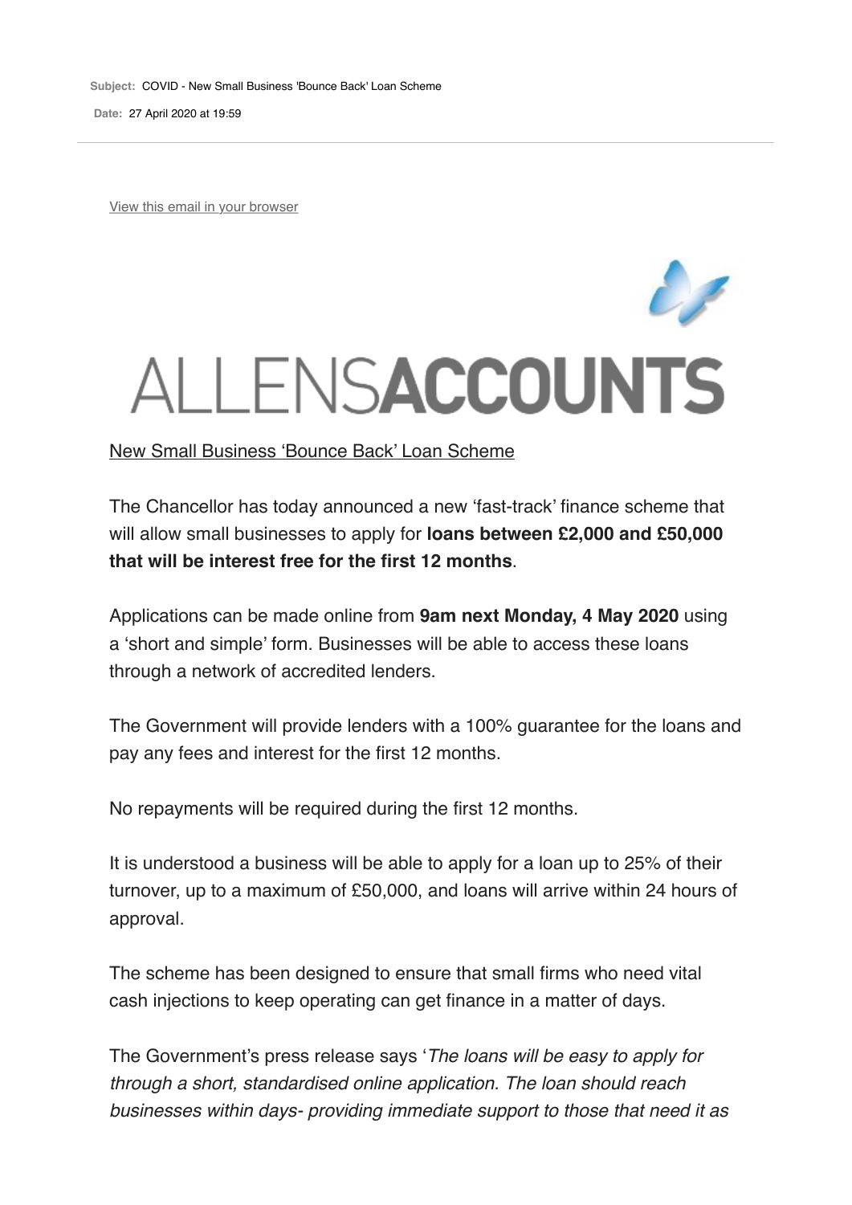**Subject:** COVID - New Small Business 'Bounce Back' Loan Scheme

**Date:** 27 April 2020 at 19:59

View this email in your browser

ALLENSACCOUNTS

New Small Business 'Bounce Back' Loan Scheme

The Chancellor has today announced a new 'fast-track' finance scheme that will allow small businesses to apply for **loans between £2,000 and £50,000 that will be interest free for the first 12 months**.

Applications can be made online from **9am next Monday, 4 May 2020** using a 'short and simple' form. Businesses will be able to access these loans through a network of accredited lenders.

The Government will provide lenders with a 100% guarantee for the loans and pay any fees and interest for the first 12 months.

No repayments will be required during the first 12 months.

It is understood a business will be able to apply for a loan up to 25% of their turnover, up to a maximum of £50,000, and loans will arrive within 24 hours of approval.

The scheme has been designed to ensure that small firms who need vital cash injections to keep operating can get finance in a matter of days.

The Government's press release says '*The loans will be easy to apply for through a short, standardised online application. The loan should reach businesses within days- providing immediate support to those that need it as*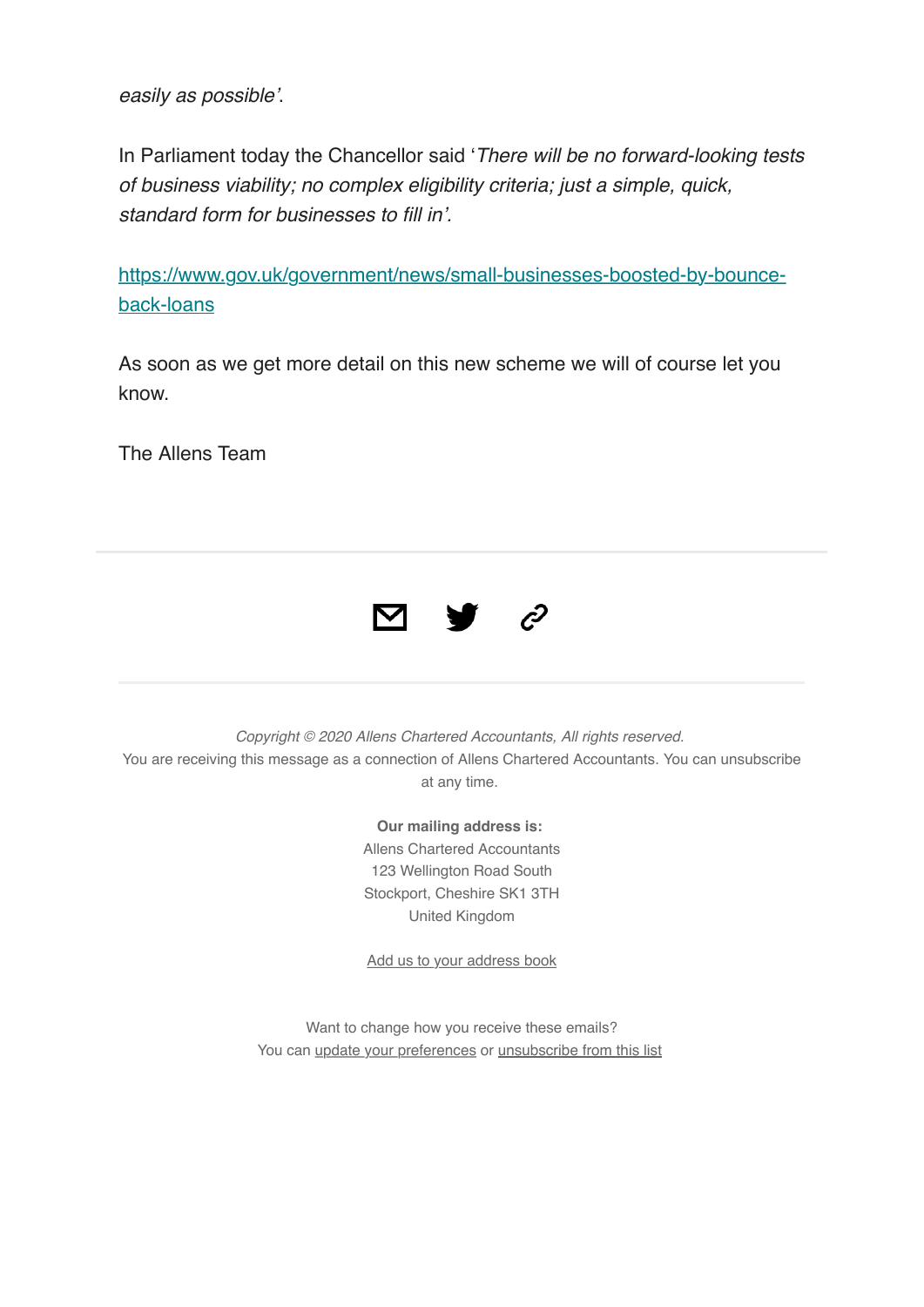*easily as possible'*.

In Parliament today the Chancellor said '*There will be no forward-looking tests of business viability; no complex eligibility criteria; just a simple, quick, standard form for businesses to fill in'.*

https://www.gov.uk/government/news/small-businesses-boosted-by-bounce-back-loans

As soon as we get more detail on this new scheme we will of course let you know.

The Allens Team

---

*Copyright © 2020 Allens Chartered Accountants, All rights reserved.*
You are receiving this message as a connection of Allens Chartered Accountants. You can unsubscribe at any time.

**Our mailing address is:**
Allens Chartered Accountants
123 Wellington Road South
Stockport, Cheshire SK1 3TH
United Kingdom

Add us to your address book

Want to change how you receive these emails?
You can update your preferences or unsubscribe from this list